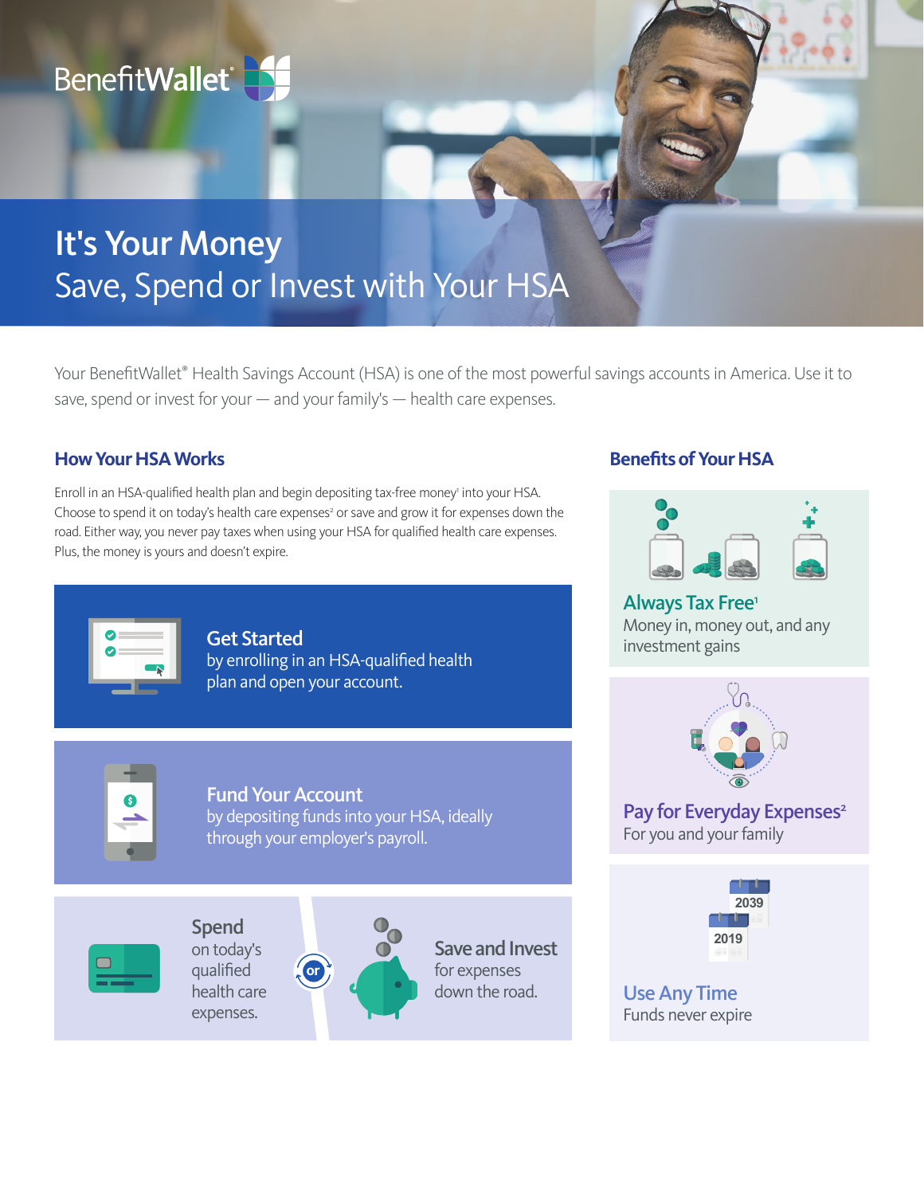BenefitWallet®

# It's Your Money

## Save, Spend or Invest with Your HSA

Your BenefitWallet® Health Savings Account (HSA) is one of the most powerful savings accounts in America. Use it to save, spend or invest for your — and your family's — health care expenses.

### How Your HSA Works

Enroll in an HSA-qualified health plan and begin depositing tax-free money[1] into your HSA. Choose to spend it on today's health care expenses[2] or save and grow it for expenses down the road. Either way, you never pay taxes when using your HSA for qualified health care expenses. Plus, the money is yours and doesn't expire.

**Get Started**
by enrolling in an HSA-qualified health plan and open your account.

**Fund Your Account**
by depositing funds into your HSA, ideally through your employer's payroll.

**Spend**
on today's qualified health care expenses.

or

**Save and Invest**
for expenses down the road.

### Benefits of Your HSA

**Always Tax Free[1]**
Money in, money out, and any investment gains

**Pay for Everyday Expenses[2]**
For you and your family

**Use Any Time**
Funds never expire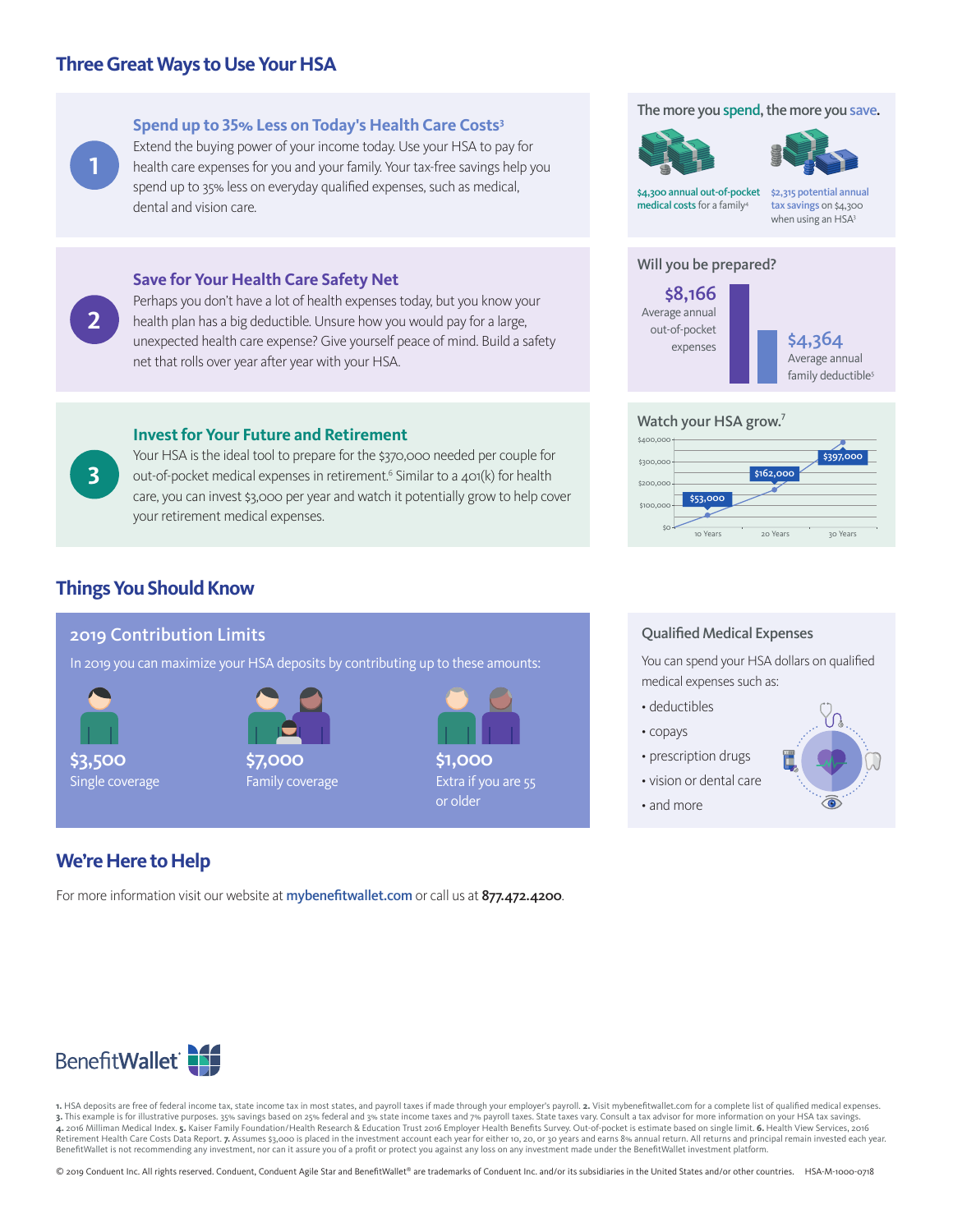## Three Great Ways to Use Your HSA

### 1 Spend up to 35% Less on Today's Health Care Costs[3]

Extend the buying power of your income today. Use your HSA to pay for health care expenses for you and your family. Your tax-free savings help you spend up to 35% less on everyday qualified expenses, such as medical, dental and vision care.

**The more you spend, the more you save.**

$4,300 annual out-of-pocket medical costs for a family[4]

$2,315 potential annual tax savings on $4,300 when using an HSA[3]

### 2 Save for Your Health Care Safety Net

Perhaps you don't have a lot of health expenses today, but you know your health plan has a big deductible. Unsure how you would pay for a large, unexpected health care expense? Give yourself peace of mind. Build a safety net that rolls over year after year with your HSA.

**Will you be prepared?**

$8,166
Average annual out-of-pocket expenses

$4,364
Average annual family deductible[5]

### 3 Invest for Your Future and Retirement

Your HSA is the ideal tool to prepare for the $370,000 needed per couple for out-of-pocket medical expenses in retirement.[6] Similar to a 401(k) for health care, you can invest $3,000 per year and watch it potentially grow to help cover your retirement medical expenses.

**Watch your HSA grow.[7]**

$400,000
$300,000
$200,000
$100,000
$0
10 Years
20 Years
30 Years
$53,000
$162,000
$397,000

## Things You Should Know

### 2019 Contribution Limits

In 2019 you can maximize your HSA deposits by contributing up to these amounts:

**$3,500**
Single coverage

**$7,000**
Family coverage

**$1,000**
Extra if you are 55 or older

### Qualified Medical Expenses

You can spend your HSA dollars on qualified medical expenses such as:

- deductibles
- copays
- prescription drugs
- vision or dental care
- and more

## We're Here to Help

For more information visit our website at **mybenefitwallet.com** or call us at **877.472.4200**.

BenefitWallet

**1.** HSA deposits are free of federal income tax, state income tax in most states, and payroll taxes if made through your employer's payroll. **2.** Visit mybenefitwallet.com for a complete list of qualified medical expenses. **3.** This example is for illustrative purposes. 35% savings based on 25% federal and 3% state income taxes and 7% payroll taxes. State taxes vary. Consult a tax advisor for more information on your HSA tax savings. **4.** 2016 Milliman Medical Index. **5.** Kaiser Family Foundation/Health Research & Education Trust 2016 Employer Health Benefits Survey. Out-of-pocket is estimate based on single limit. **6.** Health View Services, 2016 Retirement Health Care Costs Data Report. **7.** Assumes $3,000 is placed in the investment account each year for either 10, 20, or 30 years and earns 8% annual return. All returns and principal remain invested each year. BenefitWallet is not recommending any investment, nor can it assure you of a profit or protect you against any loss on any investment made under the BenefitWallet investment platform.

© 2019 Conduent Inc. All rights reserved. Conduent, Conduent Agile Star and BenefitWallet® are trademarks of Conduent Inc. and/or its subsidiaries in the United States and/or other countries. HSA-M-1000-0718